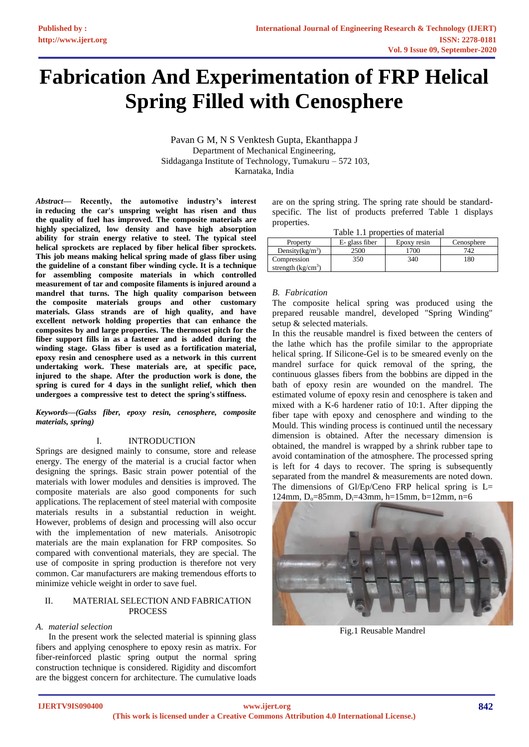# Fabrication And Experimentation of FRP Helical Spring Filled with Cenosphere

Pavan G M, N S Venktesh Gupta, Ekanthappa J
Department of Mechanical Engineering,
Siddaganga Institute of Technology, Tumakuru – 572 103,
Karnataka, India

***Abstract*— Recently, the automotive industry's interest in reducing the car's unspring weight has risen and thus the quality of fuel has improved. The composite materials are highly specialized, low density and have high absorption ability for strain energy relative to steel. The typical steel helical sprockets are replaced by fiber helical fiber sprockets. This job means making helical spring made of glass fiber using the guideline of a constant fiber winding cycle. It is a technique for assembling composite materials in which controlled measurement of tar and composite filaments is injured around a mandrel that turns. The high quality comparison between the composite materials groups and other customary materials. Glass strands are of high quality, and have excellent network holding properties that can enhance the composites by and large properties. The thermoset pitch for the fiber support fills in as a fastener and is added during the winding stage. Glass fiber is used as a fortification material, epoxy resin and cenosphere used as a network in this current undertaking work. These materials are, at specific pace, injured to the shape. After the production work is done, the spring is cured for 4 days in the sunlight relief, which then undergoes a compressive test to detect the spring's stiffness.**

***Keywords—(Galss fiber, epoxy resin, cenosphere, composite materials, spring)***

## I. INTRODUCTION

Springs are designed mainly to consume, store and release energy. The energy of the material is a crucial factor when designing the springs. Basic strain power potential of the materials with lower modules and densities is improved. The composite materials are also good components for such applications. The replacement of steel material with composite materials results in a substantial reduction in weight. However, problems of design and processing will also occur with the implementation of new materials. Anisotropic materials are the main explanation for FRP composites. So compared with conventional materials, they are special. The use of composite in spring production is therefore not very common. Car manufacturers are making tremendous efforts to minimize vehicle weight in order to save fuel.

## II. MATERIAL SELECTION AND FABRICATION PROCESS

### *A. material selection*

In the present work the selected material is spinning glass fibers and applying cenosphere to epoxy resin as matrix. For fiber-reinforced plastic spring output the normal spring construction technique is considered. Rigidity and discomfort are the biggest concern for architecture. The cumulative loads are on the spring string. The spring rate should be standard-specific. The list of products preferred Table 1 displays properties.

Table 1.1 properties of material

| Property | E- glass fiber | Epoxy resin | Cenosphere |
|---|---|---|---|
| Density($kg/m^3$) | 2500 | 1700 | 742 |
| Compression strength ($kg/cm^3$) | 350 | 340 | 180 |

### *B. Fabrication*

The composite helical spring was produced using the prepared reusable mandrel, developed "Spring Winding" setup & selected materials.

In this the reusable mandrel is fixed between the centers of the lathe which has the profile similar to the appropriate helical spring. If Silicone-Gel is to be smeared evenly on the mandrel surface for quick removal of the spring, the continuous glasses fibers from the bobbins are dipped in the bath of epoxy resin are wounded on the mandrel. The estimated volume of epoxy resin and cenosphere is taken and mixed with a K-6 hardener ratio of 10:1. After dipping the fiber tape with epoxy and cenosphere and winding to the Mould. This winding process is continued until the necessary dimension is obtained. After the necessary dimension is obtained, the mandrel is wrapped by a shrink rubber tape to avoid contamination of the atmosphere. The processed spring is left for 4 days to recover. The spring is subsequently separated from the mandrel & measurements are noted down. The dimensions of Gl/Ep/Ceno FRP helical spring is L= 124mm, $D_o$=85mm, $D_i$=43mm, h=15mm, b=12mm, n=6

Fig.1 Reusable Mandrel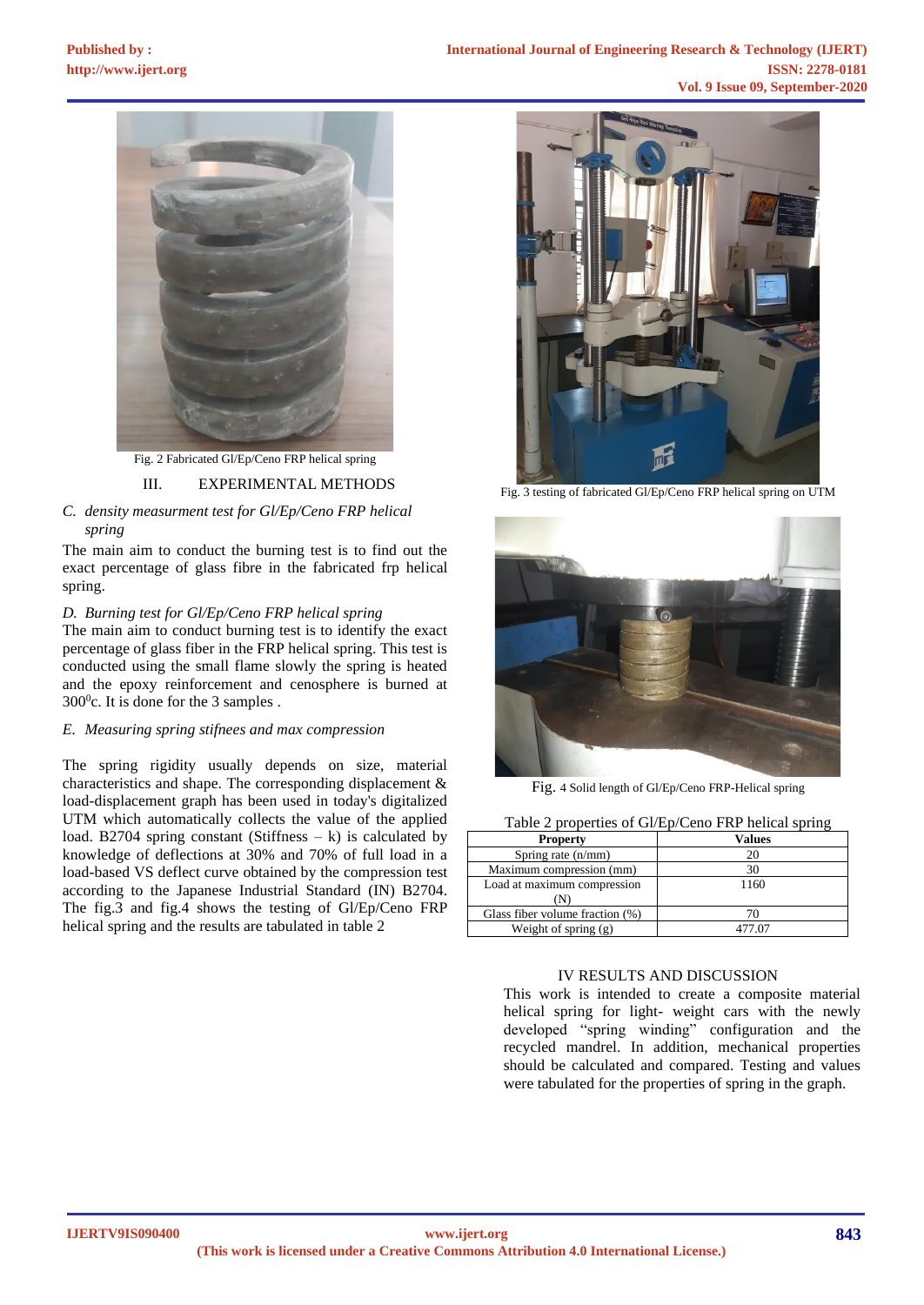Fig. 2 Fabricated Gl/Ep/Ceno FRP helical spring

## III. EXPERIMENTAL METHODS

*C. density measurment test for Gl/Ep/Ceno FRP helical spring*

The main aim to conduct the burning test is to find out the exact percentage of glass fibre in the fabricated frp helical spring.

*D. Burning test for Gl/Ep/Ceno FRP helical spring*

The main aim to conduct burning test is to identify the exact percentage of glass fiber in the FRP helical spring. This test is conducted using the small flame slowly the spring is heated and the epoxy reinforcement and cenosphere is burned at $300^0$c. It is done for the 3 samples .

*E. Measuring spring stifnees and max compression*

The spring rigidity usually depends on size, material characteristics and shape. The corresponding displacement & load-displacement graph has been used in today's digitalized UTM which automatically collects the value of the applied load. B2704 spring constant (Stiffness – k) is calculated by knowledge of deflections at 30% and 70% of full load in a load-based VS deflect curve obtained by the compression test according to the Japanese Industrial Standard (IN) B2704. The fig.3 and fig.4 shows the testing of Gl/Ep/Ceno FRP helical spring and the results are tabulated in table 2

Fig. 3 testing of fabricated Gl/Ep/Ceno FRP helical spring on UTM

Fig. 4 Solid length of Gl/Ep/Ceno FRP-Helical spring

Table 2 properties of Gl/Ep/Ceno FRP helical spring

| Property | Values |
|---|---|
| Spring rate (n/mm) | 20 |
| Maximum compression (mm) | 30 |
| Load at maximum compression (N) | 1160 |
| Glass fiber volume fraction (%) | 70 |
| Weight of spring (g) | 477.07 |

## IV RESULTS AND DISCUSSION

This work is intended to create a composite material helical spring for light- weight cars with the newly developed "spring winding" configuration and the recycled mandrel. In addition, mechanical properties should be calculated and compared. Testing and values were tabulated for the properties of spring in the graph.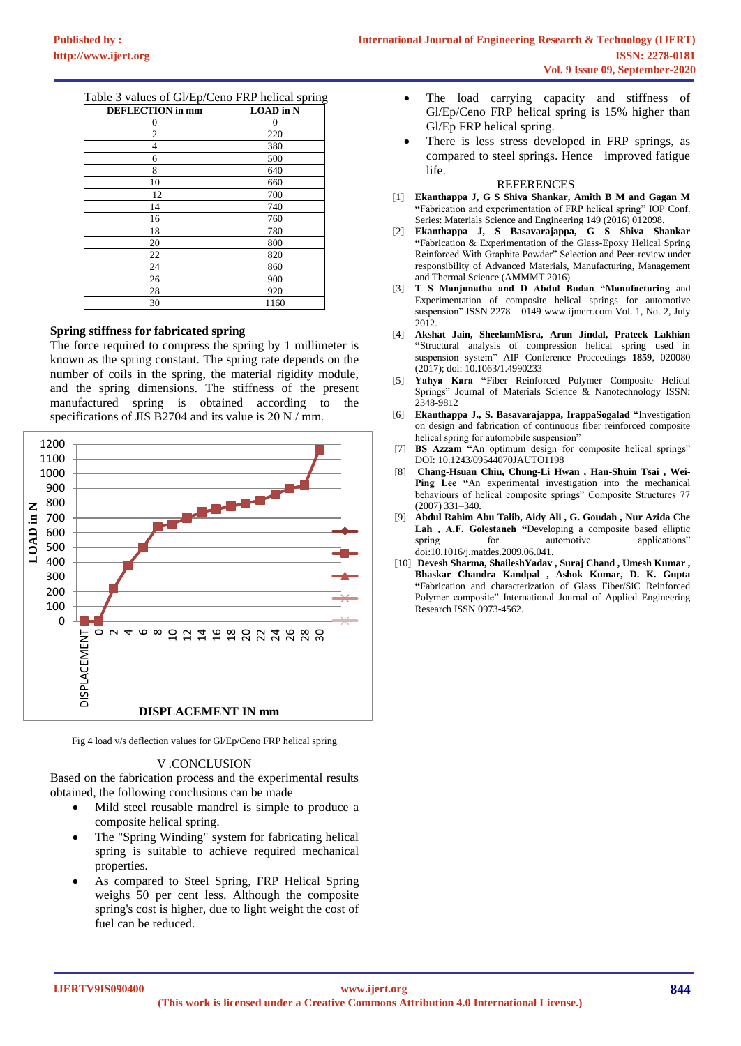Table 3 values of Gl/Ep/Ceno FRP helical spring

| DEFLECTION in mm | LOAD in N |
|---|---|
| 0 | 0 |
| 2 | 220 |
| 4 | 380 |
| 6 | 500 |
| 8 | 640 |
| 10 | 660 |
| 12 | 700 |
| 14 | 740 |
| 16 | 760 |
| 18 | 780 |
| 20 | 800 |
| 22 | 820 |
| 24 | 860 |
| 26 | 900 |
| 28 | 920 |
| 30 | 1160 |

### Spring stiffness for fabricated spring

The force required to compress the spring by 1 millimeter is known as the spring constant. The spring rate depends on the number of coils in the spring, the material rigidity module, and the spring dimensions. The stiffness of the present manufactured spring is obtained according to the specifications of JIS B2704 and its value is 20 N / mm.

LOAD in N

1200
1100
1000
900
800
700
600
500
400
300
200
100
0

DISPLACEMENT 0 2 4 6 8 10 12 14 16 18 20 22 24 26 28 30

DISPLACEMENT IN mm

Fig 4 load v/s deflection values for Gl/Ep/Ceno FRP helical spring

## V .CONCLUSION

Based on the fabrication process and the experimental results obtained, the following conclusions can be made

- Mild steel reusable mandrel is simple to produce a composite helical spring.
- The "Spring Winding" system for fabricating helical spring is suitable to achieve required mechanical properties.
- As compared to Steel Spring, FRP Helical Spring weighs 50 per cent less. Although the composite spring's cost is higher, due to light weight the cost of fuel can be reduced.
- The load carrying capacity and stiffness of Gl/Ep/Ceno FRP helical spring is 15% higher than Gl/Ep FRP helical spring.
- There is less stress developed in FRP springs, as compared to steel springs. Hence improved fatigue life.

## REFERENCES

[1] **Ekanthappa J, G S Shiva Shankar, Amith B M and Gagan M** "Fabrication and experimentation of FRP helical spring" IOP Conf. Series: Materials Science and Engineering 149 (2016) 012098.

[2] **Ekanthappa J, S Basavarajappa, G S Shiva Shankar** "Fabrication & Experimentation of the Glass-Epoxy Helical Spring Reinforced With Graphite Powder" Selection and Peer-review under responsibility of Advanced Materials, Manufacturing, Management and Thermal Science (AMMMT 2016)

[3] **T S Manjunatha and D Abdul Budan "Manufacturing** and Experimentation of composite helical springs for automotive suspension" ISSN 2278 – 0149 www.ijmerr.com Vol. 1, No. 2, July 2012.

[4] **Akshat Jain, SheelamMisra, Arun Jindal, Prateek Lakhian** "Structural analysis of compression helical spring used in suspension system" AIP Conference Proceedings **1859**, 020080 (2017); doi: 10.1063/1.4990233

[5] **Yahya Kara** "Fiber Reinforced Polymer Composite Helical Springs" Journal of Materials Science & Nanotechnology ISSN: 2348-9812

[6] **Ekanthappa J., S. Basavarajappa, IrappaSogalad** "Investigation on design and fabrication of continuous fiber reinforced composite helical spring for automobile suspension"

[7] **BS Azzam** "An optimum design for composite helical springs" DOI: 10.1243/09544070JAUTO1198

[8] **Chang-Hsuan Chiu, Chung-Li Hwan , Han-Shuin Tsai , Wei-Ping Lee** "An experimental investigation into the mechanical behaviours of helical composite springs" Composite Structures 77 (2007) 331–340.

[9] **Abdul Rahim Abu Talib, Aidy Ali , G. Goudah , Nur Azida Che Lah , A.F. Golestaneh** "Developing a composite based elliptic spring for automotive applications" doi:10.1016/j.matdes.2009.06.041.

[10] **Devesh Sharma, ShaileshYadav , Suraj Chand , Umesh Kumar , Bhaskar Chandra Kandpal , Ashok Kumar, D. K. Gupta** "Fabrication and characterization of Glass Fiber/SiC Reinforced Polymer composite" International Journal of Applied Engineering Research ISSN 0973-4562.